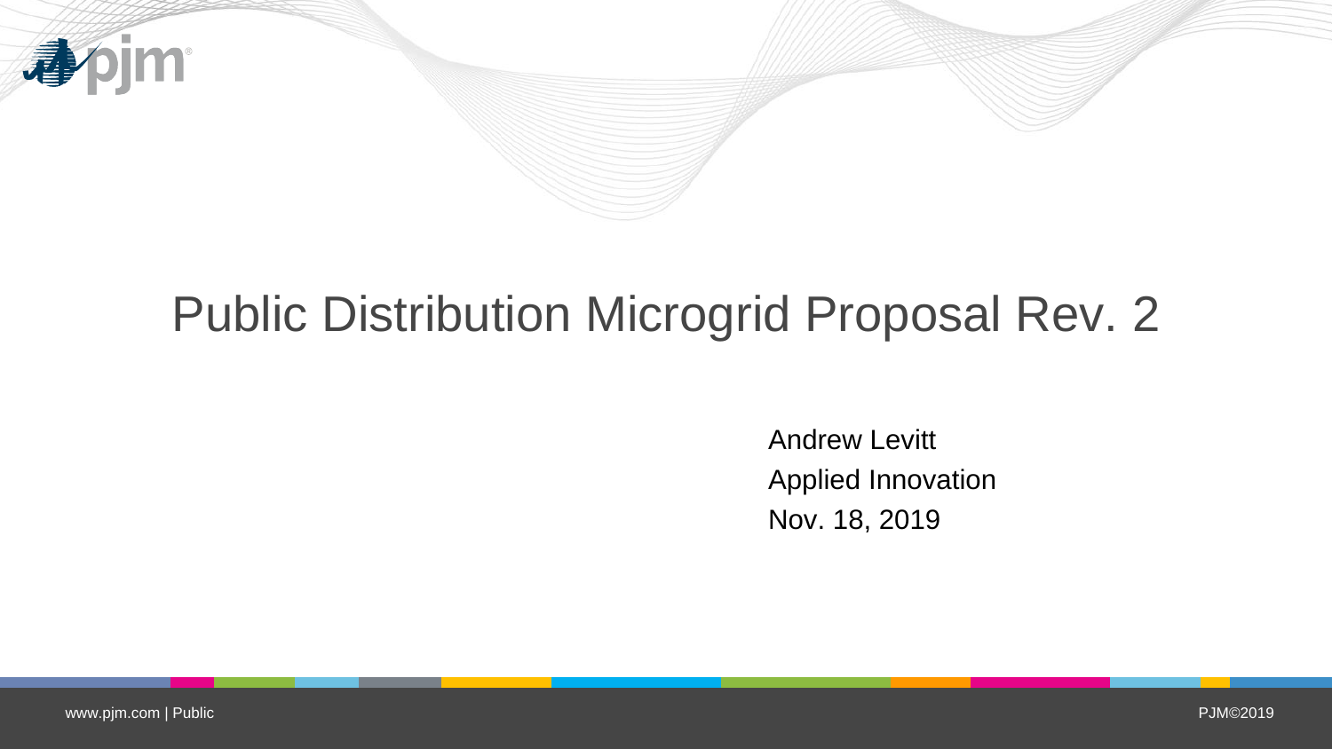# Public Distribution Microgrid Proposal Rev. 2

Andrew Levitt
Applied Innovation
Nov. 18, 2019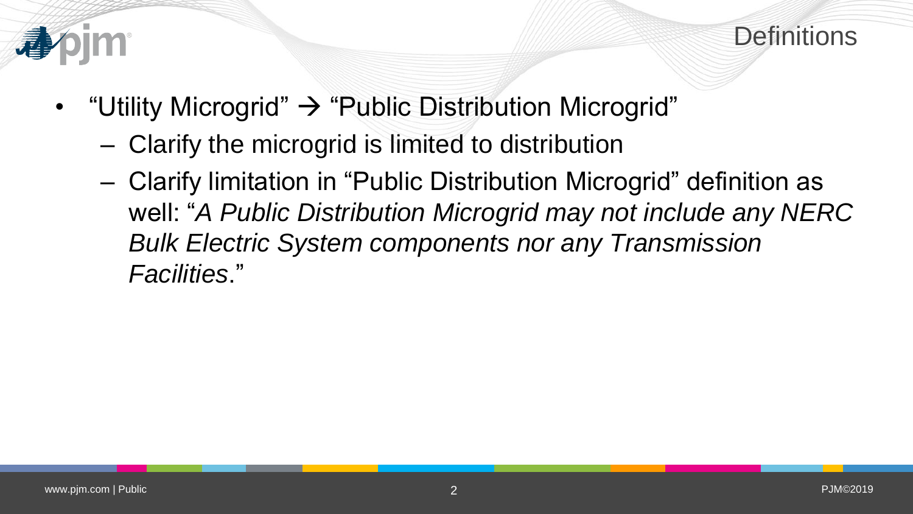# Definitions

- "Utility Microgrid" → "Public Distribution Microgrid"
  - Clarify the microgrid is limited to distribution
  - Clarify limitation in "Public Distribution Microgrid" definition as well: "*A Public Distribution Microgrid may not include any NERC Bulk Electric System components nor any Transmission Facilities*."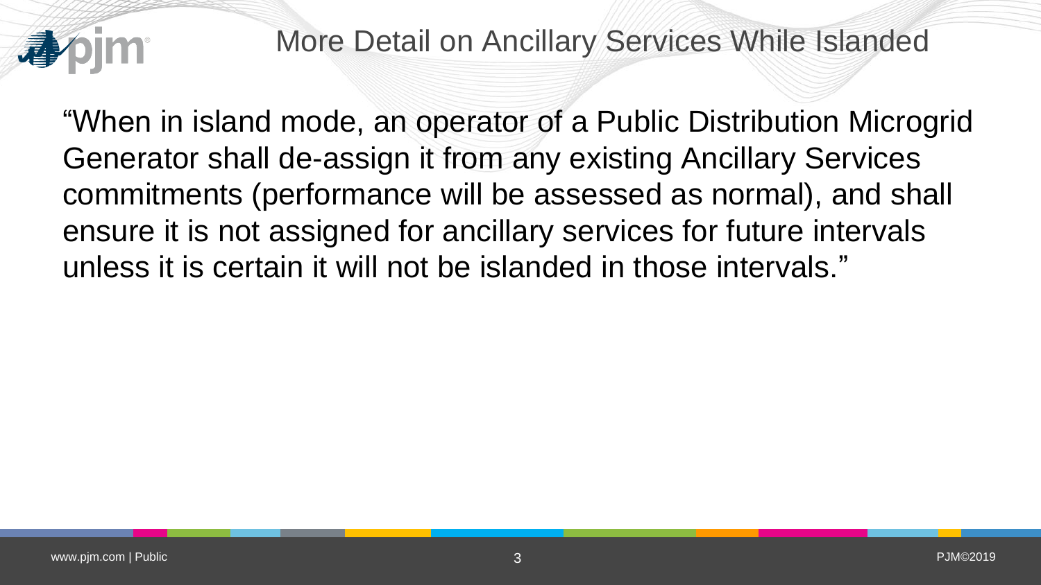# More Detail on Ancillary Services While Islanded

"When in island mode, an operator of a Public Distribution Microgrid Generator shall de-assign it from any existing Ancillary Services commitments (performance will be assessed as normal), and shall ensure it is not assigned for ancillary services for future intervals unless it is certain it will not be islanded in those intervals."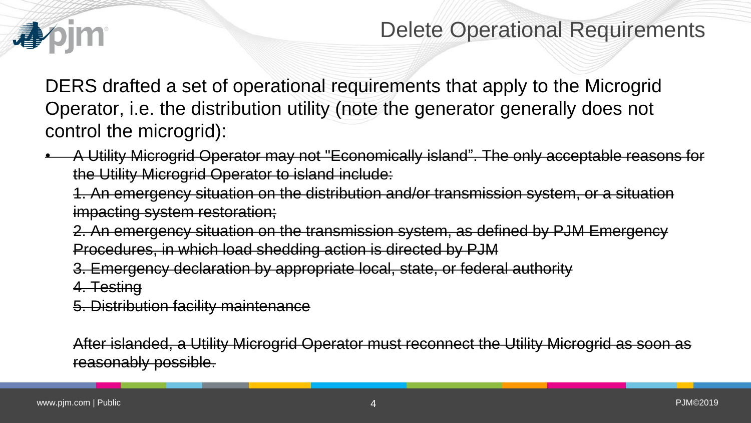# Delete Operational Requirements

DERS drafted a set of operational requirements that apply to the Microgrid Operator, i.e. the distribution utility (note the generator generally does not control the microgrid):

- ~~A Utility Microgrid Operator may not "Economically island". The only acceptable reasons for the Utility Microgrid Operator to island include:~~

  ~~1. An emergency situation on the distribution and/or transmission system, or a situation impacting system restoration;~~

  ~~2. An emergency situation on the transmission system, as defined by PJM Emergency Procedures, in which load shedding action is directed by PJM~~

  ~~3. Emergency declaration by appropriate local, state, or federal authority~~

  ~~4. Testing~~

  ~~5. Distribution facility maintenance~~

  ~~After islanded, a Utility Microgrid Operator must reconnect the Utility Microgrid as soon as reasonably possible.~~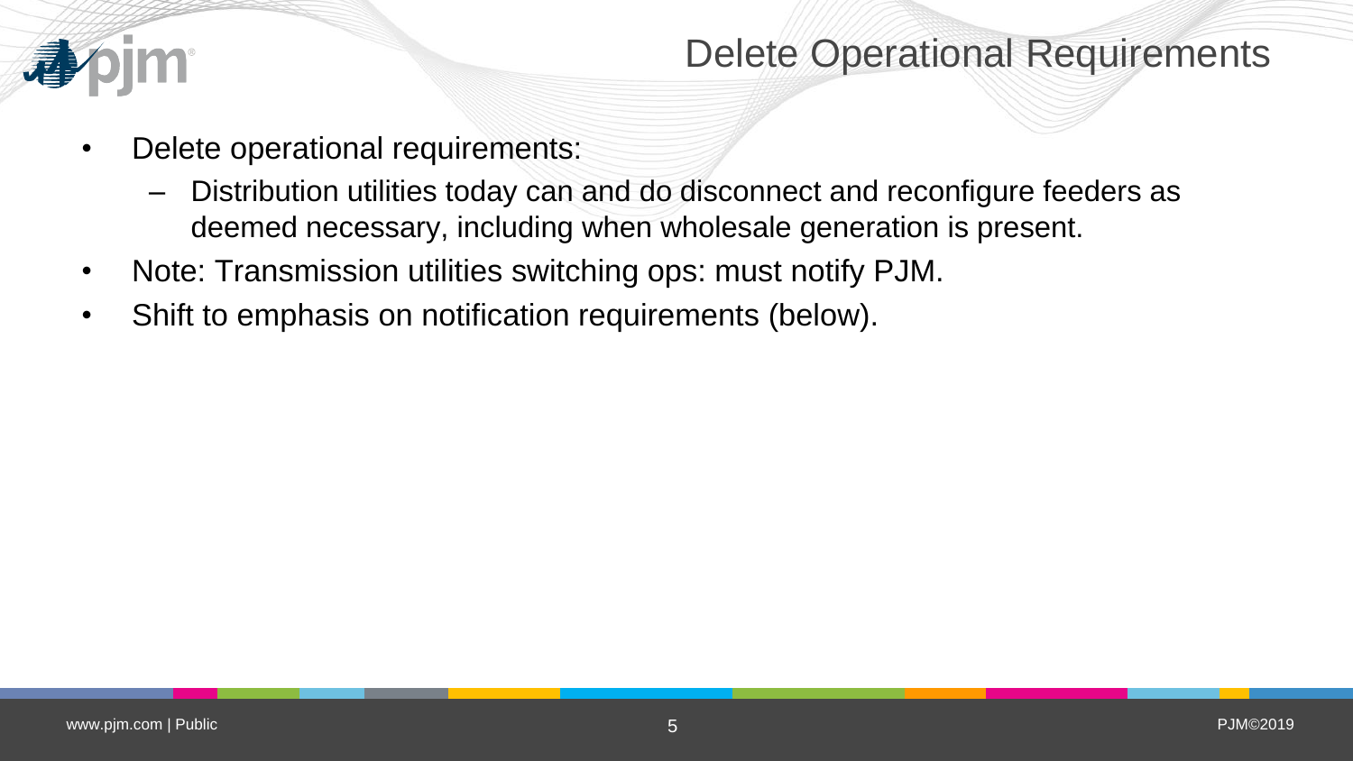# Delete Operational Requirements

- Delete operational requirements:
  - Distribution utilities today can and do disconnect and reconfigure feeders as deemed necessary, including when wholesale generation is present.
- Note: Transmission utilities switching ops: must notify PJM.
- Shift to emphasis on notification requirements (below).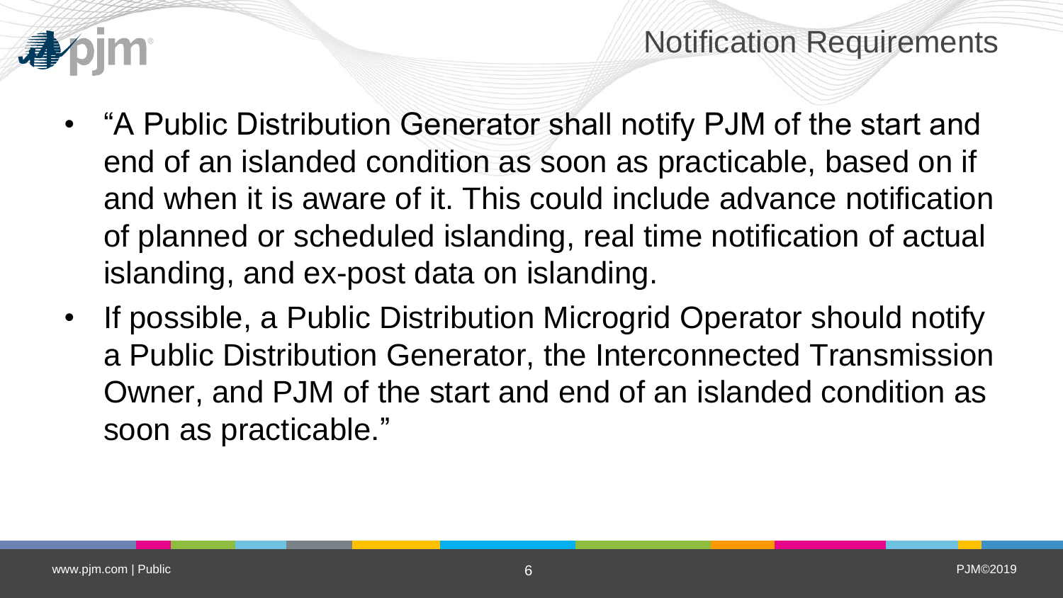# Notification Requirements

- "A Public Distribution Generator shall notify PJM of the start and end of an islanded condition as soon as practicable, based on if and when it is aware of it. This could include advance notification of planned or scheduled islanding, real time notification of actual islanding, and ex-post data on islanding.
- If possible, a Public Distribution Microgrid Operator should notify a Public Distribution Generator, the Interconnected Transmission Owner, and PJM of the start and end of an islanded condition as soon as practicable."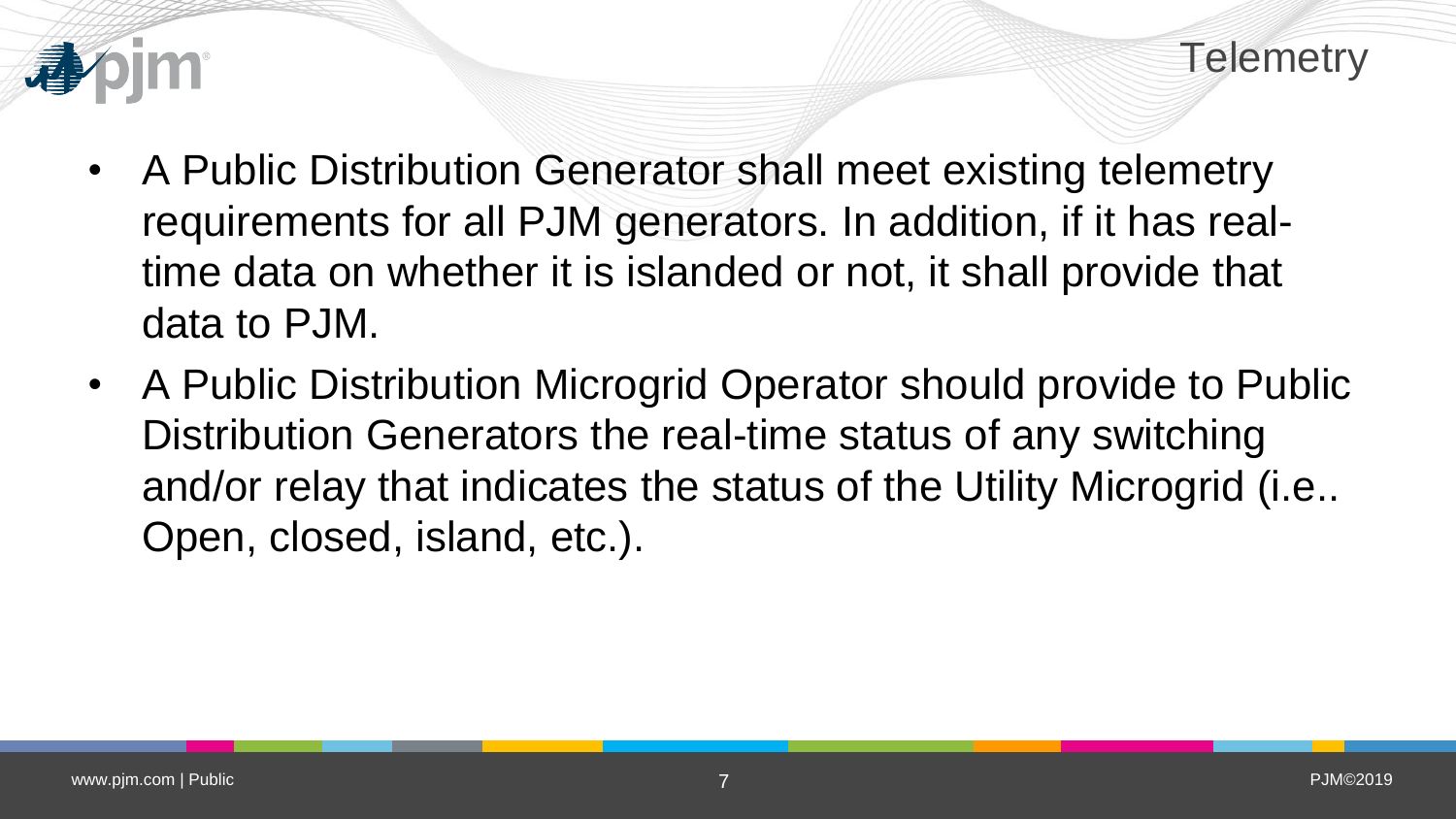# Telemetry

- A Public Distribution Generator shall meet existing telemetry requirements for all PJM generators. In addition, if it has real-time data on whether it is islanded or not, it shall provide that data to PJM.
- A Public Distribution Microgrid Operator should provide to Public Distribution Generators the real-time status of any switching and/or relay that indicates the status of the Utility Microgrid (i.e.. Open, closed, island, etc.).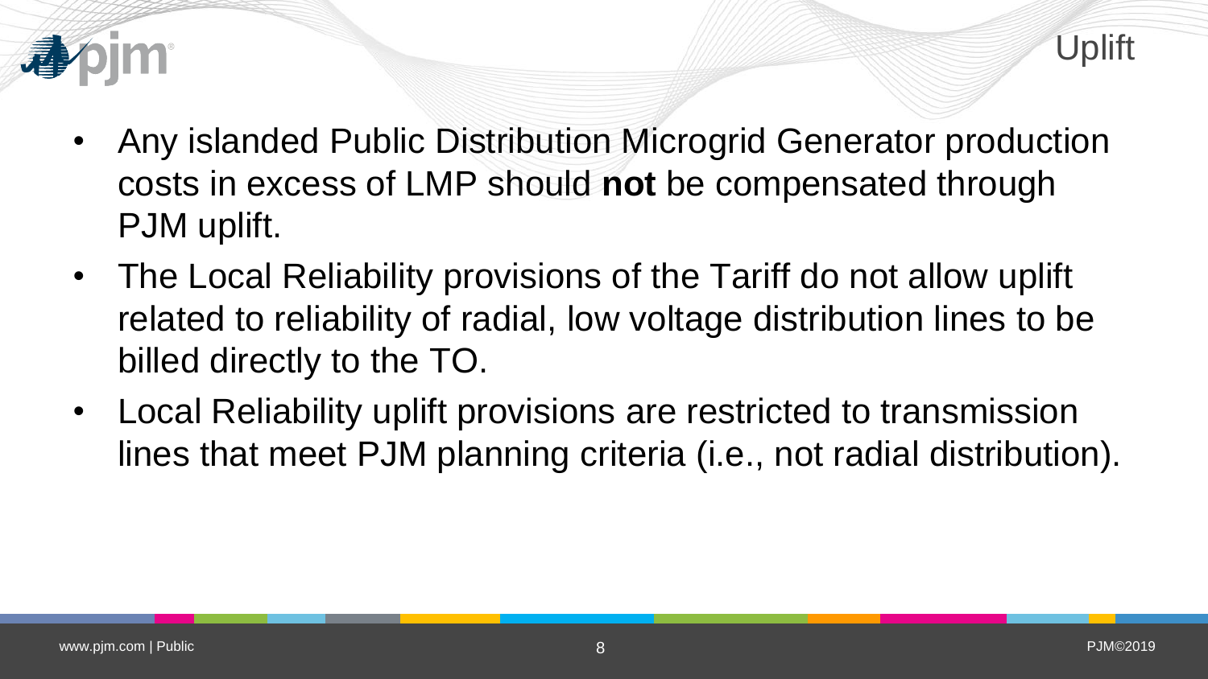# Uplift

- Any islanded Public Distribution Microgrid Generator production costs in excess of LMP should **not** be compensated through PJM uplift.
- The Local Reliability provisions of the Tariff do not allow uplift related to reliability of radial, low voltage distribution lines to be billed directly to the TO.
- Local Reliability uplift provisions are restricted to transmission lines that meet PJM planning criteria (i.e., not radial distribution).